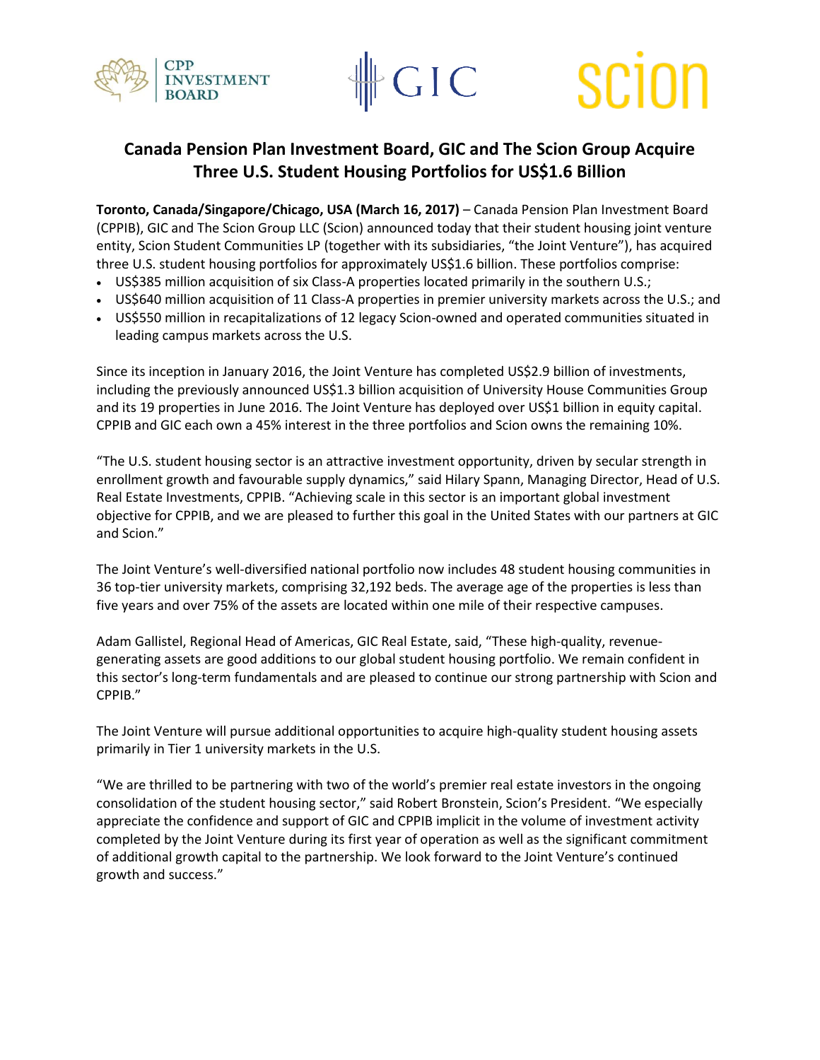# Canada Pension Plan Investment Board, GIC and The Scion Group Acquire Three U.S. Student Housing Portfolios for US$1.6 Billion

**Toronto, Canada/Singapore/Chicago, USA (March 16, 2017)** – Canada Pension Plan Investment Board (CPPIB), GIC and The Scion Group LLC (Scion) announced today that their student housing joint venture entity, Scion Student Communities LP (together with its subsidiaries, "the Joint Venture"), has acquired three U.S. student housing portfolios for approximately US$1.6 billion. These portfolios comprise:

- US$385 million acquisition of six Class-A properties located primarily in the southern U.S.;
- US$640 million acquisition of 11 Class-A properties in premier university markets across the U.S.; and
- US$550 million in recapitalizations of 12 legacy Scion-owned and operated communities situated in leading campus markets across the U.S.

Since its inception in January 2016, the Joint Venture has completed US$2.9 billion of investments, including the previously announced US$1.3 billion acquisition of University House Communities Group and its 19 properties in June 2016. The Joint Venture has deployed over US$1 billion in equity capital. CPPIB and GIC each own a 45% interest in the three portfolios and Scion owns the remaining 10%.

"The U.S. student housing sector is an attractive investment opportunity, driven by secular strength in enrollment growth and favourable supply dynamics," said Hilary Spann, Managing Director, Head of U.S. Real Estate Investments, CPPIB. "Achieving scale in this sector is an important global investment objective for CPPIB, and we are pleased to further this goal in the United States with our partners at GIC and Scion."

The Joint Venture's well-diversified national portfolio now includes 48 student housing communities in 36 top-tier university markets, comprising 32,192 beds. The average age of the properties is less than five years and over 75% of the assets are located within one mile of their respective campuses.

Adam Gallistel, Regional Head of Americas, GIC Real Estate, said, "These high-quality, revenue-generating assets are good additions to our global student housing portfolio. We remain confident in this sector's long-term fundamentals and are pleased to continue our strong partnership with Scion and CPPIB."

The Joint Venture will pursue additional opportunities to acquire high-quality student housing assets primarily in Tier 1 university markets in the U.S.

"We are thrilled to be partnering with two of the world's premier real estate investors in the ongoing consolidation of the student housing sector," said Robert Bronstein, Scion's President. "We especially appreciate the confidence and support of GIC and CPPIB implicit in the volume of investment activity completed by the Joint Venture during its first year of operation as well as the significant commitment of additional growth capital to the partnership. We look forward to the Joint Venture's continued growth and success."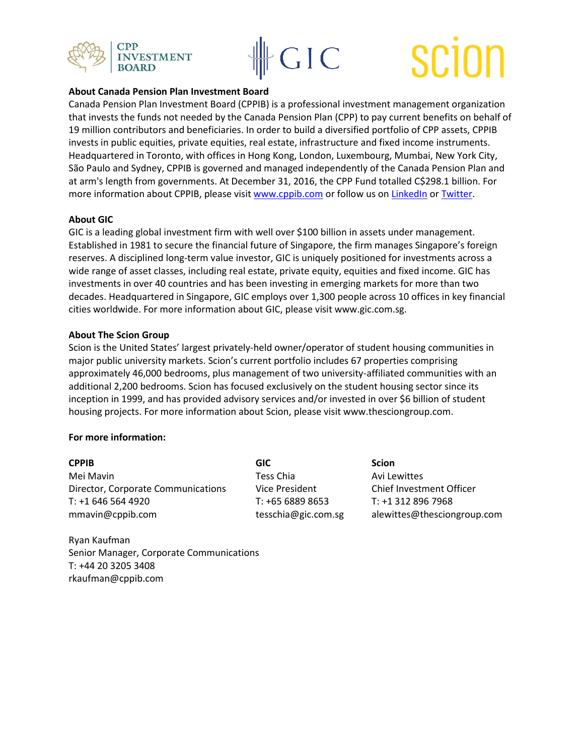**About Canada Pension Plan Investment Board**

Canada Pension Plan Investment Board (CPPIB) is a professional investment management organization that invests the funds not needed by the Canada Pension Plan (CPP) to pay current benefits on behalf of 19 million contributors and beneficiaries. In order to build a diversified portfolio of CPP assets, CPPIB invests in public equities, private equities, real estate, infrastructure and fixed income instruments. Headquartered in Toronto, with offices in Hong Kong, London, Luxembourg, Mumbai, New York City, São Paulo and Sydney, CPPIB is governed and managed independently of the Canada Pension Plan and at arm's length from governments. At December 31, 2016, the CPP Fund totalled C$298.1 billion. For more information about CPPIB, please visit www.cppib.com or follow us on LinkedIn or Twitter.

**About GIC**

GIC is a leading global investment firm with well over $100 billion in assets under management. Established in 1981 to secure the financial future of Singapore, the firm manages Singapore's foreign reserves. A disciplined long-term value investor, GIC is uniquely positioned for investments across a wide range of asset classes, including real estate, private equity, equities and fixed income. GIC has investments in over 40 countries and has been investing in emerging markets for more than two decades. Headquartered in Singapore, GIC employs over 1,300 people across 10 offices in key financial cities worldwide. For more information about GIC, please visit www.gic.com.sg.

**About The Scion Group**

Scion is the United States' largest privately-held owner/operator of student housing communities in major public university markets. Scion's current portfolio includes 67 properties comprising approximately 46,000 bedrooms, plus management of two university-affiliated communities with an additional 2,200 bedrooms. Scion has focused exclusively on the student housing sector since its inception in 1999, and has provided advisory services and/or invested in over $6 billion of student housing projects. For more information about Scion, please visit www.thesciongroup.com.

**For more information:**

**CPPIB**
Mei Mavin
Director, Corporate Communications
T: +1 646 564 4920
mmavin@cppib.com

Ryan Kaufman
Senior Manager, Corporate Communications
T: +44 20 3205 3408
rkaufman@cppib.com

**GIC**
Tess Chia
Vice President
T: +65 6889 8653
tesschia@gic.com.sg

**Scion**
Avi Lewittes
Chief Investment Officer
T: +1 312 896 7968
alewittes@thesciongroup.com